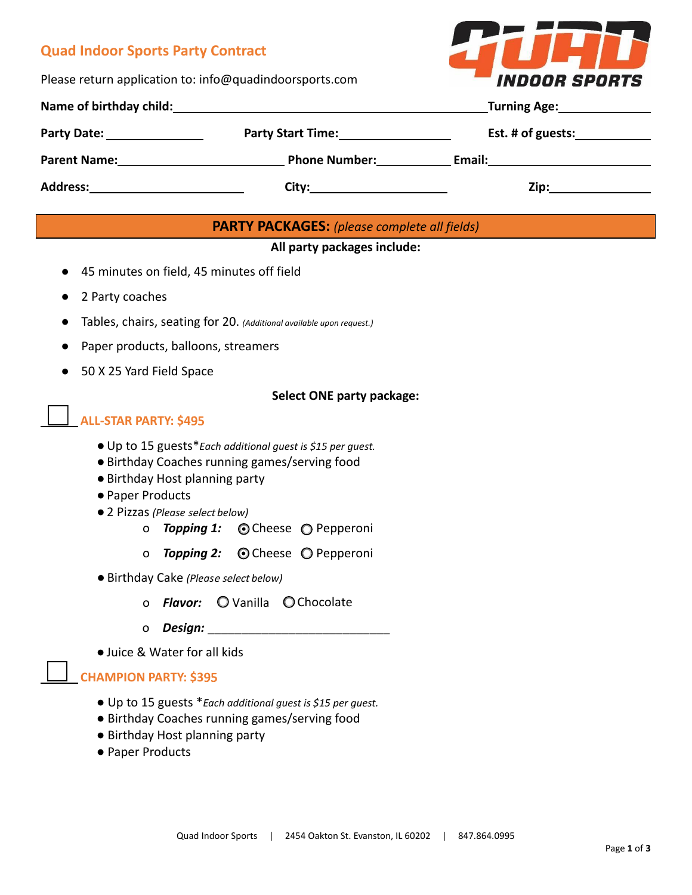## Quad Indoor Sports Party Contract

QUAD INDOOR SPORTS

Please return application to: info@quadindoorsports.com

**Name of birthday child:** ______________________ **Turning Age:** __________

**Party Date:** __________ **Party Start Time:** __________ **Est. # of guests:** __________

**Parent Name:** __________ **Phone Number:** __________ **Email:** __________

**Address:** __________ **City:** __________ **Zip:** __________

## PARTY PACKAGES: *(please complete all fields)*

**All party packages include:**

- 45 minutes on field, 45 minutes off field
- 2 Party coaches
- Tables, chairs, seating for 20. *(Additional available upon request.)*
- Paper products, balloons, streamers
- 50 X 25 Yard Field Space

**Select ONE party package:**

☐ **ALL-STAR PARTY: $495**

- Up to 15 guests**Each additional guest is $15 per guest.*
- Birthday Coaches running games/serving food
- Birthday Host planning party
- Paper Products
- 2 Pizzas *(Please select below)*
  - ***Topping 1:*** ◉ Cheese ○ Pepperoni
  - ***Topping 2:*** ◉ Cheese ○ Pepperoni
- Birthday Cake *(Please select below)*
  - ***Flavor:*** ○ Vanilla ○ Chocolate
  - ***Design:*** ___________________________
- Juice & Water for all kids

☐ **CHAMPION PARTY: $395**

- Up to 15 guests **Each additional guest is $15 per guest.*
- Birthday Coaches running games/serving food
- Birthday Host planning party
- Paper Products

Quad Indoor Sports | 2454 Oakton St. Evanston, IL 60202 | 847.864.0995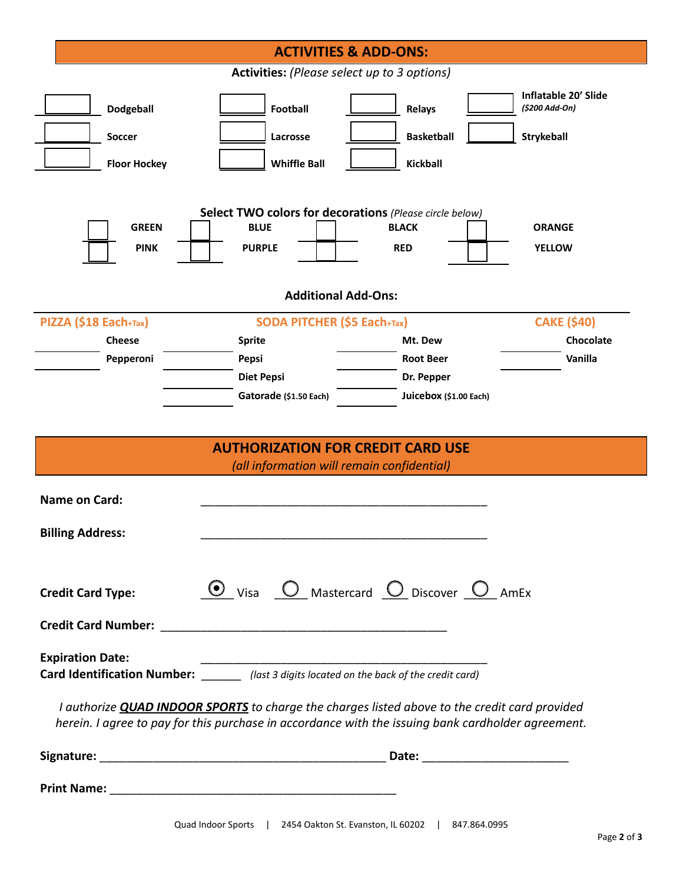## ACTIVITIES & ADD-ONS:

**Activities:** *(Please select up to 3 options)*

| | | | | | | | |
|---|---|---|---|---|---|---|---|
| ☐ | Dodgeball | ☐ | Football | ☐ | Relays | ☐ | Inflatable 20' Slide *($200 Add-On)* |
| ☐ | Soccer | ☐ | Lacrosse | ☐ | Basketball | ☐ | Strykeball |
| ☐ | Floor Hockey | ☐ | Whiffle Ball | ☐ | Kickball | | |

**Select TWO colors for decorations** *(Please circle below)*

| | | | | | | | |
|---|---|---|---|---|---|---|---|
| ☐ | GREEN | ☐ | BLUE | ☐ | BLACK | ☐ | ORANGE |
| ☐ | PINK | ☐ | PURPLE | ☐ | RED | ☐ | YELLOW |

**Additional Add-Ons:**

| PIZZA ($18 Each+Tax) | | SODA PITCHER ($5 Each+Tax) | | | | CAKE ($40) | |
|---|---|---|---|---|---|---|---|
| ______ | Cheese | ______ | Sprite | ______ | Mt. Dew | ______ | Chocolate |
| ______ | Pepperoni | ______ | Pepsi | ______ | Root Beer | ______ | Vanilla |
| | | ______ | Diet Pepsi | ______ | Dr. Pepper | | |
| | | ______ | Gatorade ($1.50 Each) | ______ | Juicebox ($1.00 Each) | | |

## AUTHORIZATION FOR CREDIT CARD USE

*(all information will remain confidential)*

**Name on Card:** ____________________________________________

**Billing Address:** ____________________________________________

**Credit Card Type:** ◉ Visa ○ Mastercard ○ Discover ○ AmEx

**Credit Card Number:** ____________________________________________

**Expiration Date:** ____________________________________________

**Card Identification Number:** ______ *(last 3 digits located on the back of the credit card)*

*I authorize **QUAD INDOOR SPORTS** to charge the charges listed above to the credit card provided herein. I agree to pay for this purchase in accordance with the issuing bank cardholder agreement.*

**Signature:** ____________________________________________ **Date:** ______________________

**Print Name:** ____________________________________________

Quad Indoor Sports | 2454 Oakton St. Evanston, IL 60202 | 847.864.0995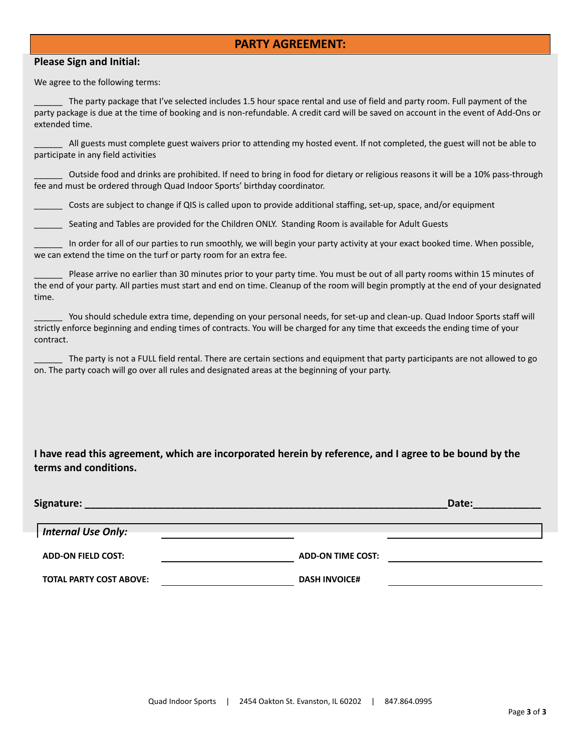## PARTY AGREEMENT:

**Please Sign and Initial:**

We agree to the following terms:

______ The party package that I've selected includes 1.5 hour space rental and use of field and party room. Full payment of the party package is due at the time of booking and is non-refundable. A credit card will be saved on account in the event of Add-Ons or extended time.

______ All guests must complete guest waivers prior to attending my hosted event. If not completed, the guest will not be able to participate in any field activities

______ Outside food and drinks are prohibited. If need to bring in food for dietary or religious reasons it will be a 10% pass-through fee and must be ordered through Quad Indoor Sports' birthday coordinator.

______ Costs are subject to change if QIS is called upon to provide additional staffing, set-up, space, and/or equipment

______ Seating and Tables are provided for the Children ONLY. Standing Room is available for Adult Guests

______ In order for all of our parties to run smoothly, we will begin your party activity at your exact booked time. When possible, we can extend the time on the turf or party room for an extra fee.

______ Please arrive no earlier than 30 minutes prior to your party time. You must be out of all party rooms within 15 minutes of the end of your party. All parties must start and end on time. Cleanup of the room will begin promptly at the end of your designated time.

______ You should schedule extra time, depending on your personal needs, for set-up and clean-up. Quad Indoor Sports staff will strictly enforce beginning and ending times of contracts. You will be charged for any time that exceeds the ending time of your contract.

______ The party is not a FULL field rental. There are certain sections and equipment that party participants are not allowed to go on. The party coach will go over all rules and designated areas at the beginning of your party.

**I have read this agreement, which are incorporated herein by reference, and I agree to be bound by the terms and conditions.**

**Signature:** ____________________________________________ **Date:** ____________

| | | | |
|---|---|---|---|
| ***Internal Use Only:*** | ________ | | ________ |
| **ADD-ON FIELD COST:** | ________ | **ADD-ON TIME COST:** | ________ |
| **TOTAL PARTY COST ABOVE:** | ________ | **DASH INVOICE#** | ________ |

Quad Indoor Sports | 2454 Oakton St. Evanston, IL 60202 | 847.864.0995